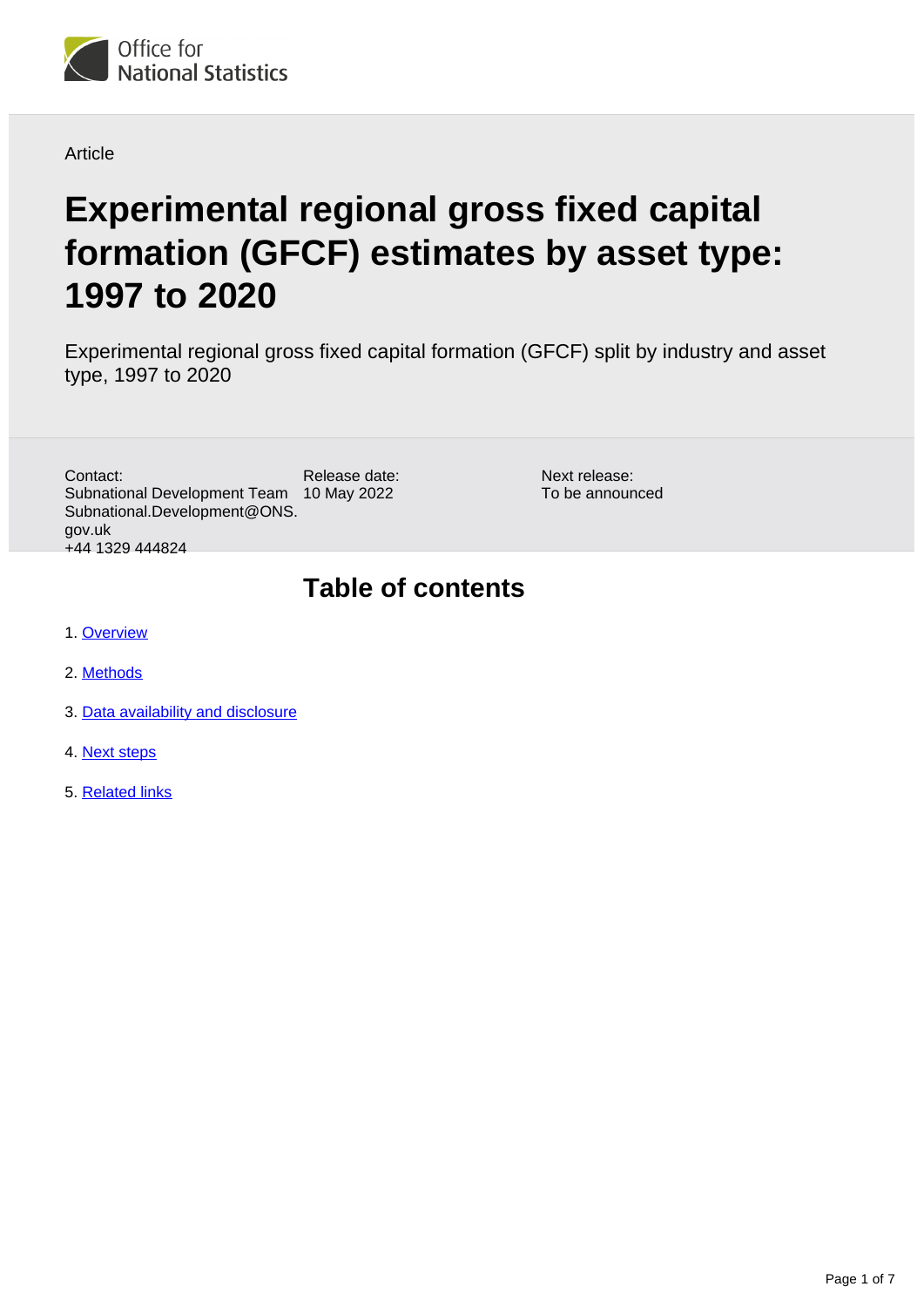Office for National Statistics

Article

# Experimental regional gross fixed capital formation (GFCF) estimates by asset type: 1997 to 2020

Experimental regional gross fixed capital formation (GFCF) split by industry and asset type, 1997 to 2020

Contact:
Subnational Development Team
Subnational.Development@ONS.gov.uk
+44 1329 444824

Release date:
10 May 2022

Next release:
To be announced

## Table of contents

1. Overview
2. Methods
3. Data availability and disclosure
4. Next steps
5. Related links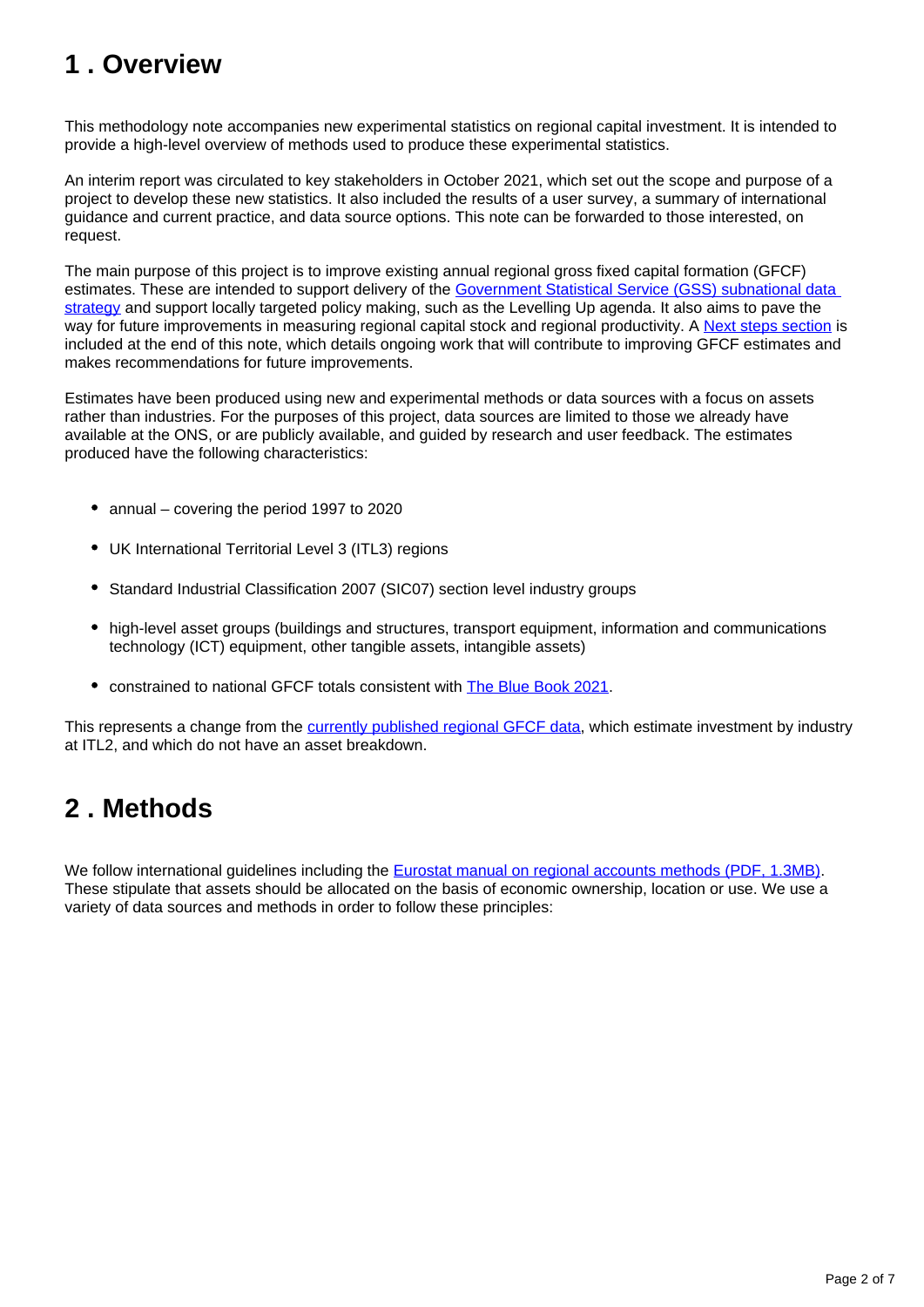## 1 . Overview

This methodology note accompanies new experimental statistics on regional capital investment. It is intended to provide a high-level overview of methods used to produce these experimental statistics.

An interim report was circulated to key stakeholders in October 2021, which set out the scope and purpose of a project to develop these new statistics. It also included the results of a user survey, a summary of international guidance and current practice, and data source options. This note can be forwarded to those interested, on request.

The main purpose of this project is to improve existing annual regional gross fixed capital formation (GFCF) estimates. These are intended to support delivery of the Government Statistical Service (GSS) subnational data strategy and support locally targeted policy making, such as the Levelling Up agenda. It also aims to pave the way for future improvements in measuring regional capital stock and regional productivity. A Next steps section is included at the end of this note, which details ongoing work that will contribute to improving GFCF estimates and makes recommendations for future improvements.

Estimates have been produced using new and experimental methods or data sources with a focus on assets rather than industries. For the purposes of this project, data sources are limited to those we already have available at the ONS, or are publicly available, and guided by research and user feedback. The estimates produced have the following characteristics:

- annual – covering the period 1997 to 2020
- UK International Territorial Level 3 (ITL3) regions
- Standard Industrial Classification 2007 (SIC07) section level industry groups
- high-level asset groups (buildings and structures, transport equipment, information and communications technology (ICT) equipment, other tangible assets, intangible assets)
- constrained to national GFCF totals consistent with The Blue Book 2021.

This represents a change from the currently published regional GFCF data, which estimate investment by industry at ITL2, and which do not have an asset breakdown.

## 2 . Methods

We follow international guidelines including the Eurostat manual on regional accounts methods (PDF, 1.3MB). These stipulate that assets should be allocated on the basis of economic ownership, location or use. We use a variety of data sources and methods in order to follow these principles: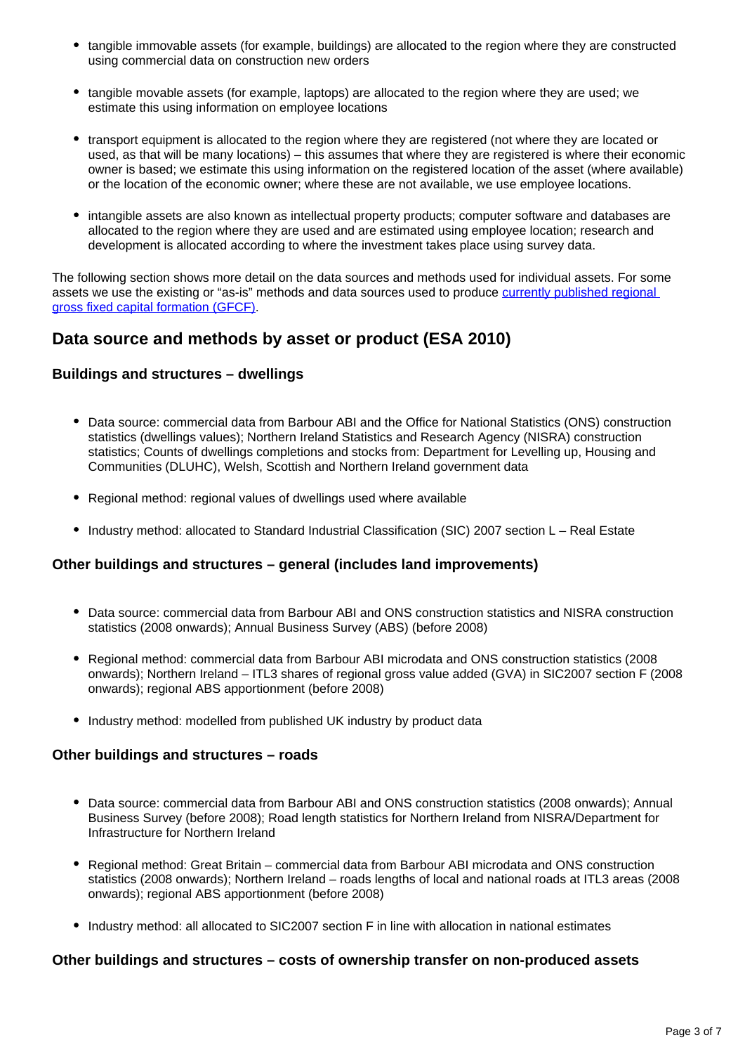- tangible immovable assets (for example, buildings) are allocated to the region where they are constructed using commercial data on construction new orders
- tangible movable assets (for example, laptops) are allocated to the region where they are used; we estimate this using information on employee locations
- transport equipment is allocated to the region where they are registered (not where they are located or used, as that will be many locations) – this assumes that where they are registered is where their economic owner is based; we estimate this using information on the registered location of the asset (where available) or the location of the economic owner; where these are not available, we use employee locations.
- intangible assets are also known as intellectual property products; computer software and databases are allocated to the region where they are used and are estimated using employee location; research and development is allocated according to where the investment takes place using survey data.

The following section shows more detail on the data sources and methods used for individual assets. For some assets we use the existing or "as-is" methods and data sources used to produce [currently published regional gross fixed capital formation (GFCF)](#).

## Data source and methods by asset or product (ESA 2010)

### Buildings and structures – dwellings

- Data source: commercial data from Barbour ABI and the Office for National Statistics (ONS) construction statistics (dwellings values); Northern Ireland Statistics and Research Agency (NISRA) construction statistics; Counts of dwellings completions and stocks from: Department for Levelling up, Housing and Communities (DLUHC), Welsh, Scottish and Northern Ireland government data
- Regional method: regional values of dwellings used where available
- Industry method: allocated to Standard Industrial Classification (SIC) 2007 section L – Real Estate

### Other buildings and structures – general (includes land improvements)

- Data source: commercial data from Barbour ABI and ONS construction statistics and NISRA construction statistics (2008 onwards); Annual Business Survey (ABS) (before 2008)
- Regional method: commercial data from Barbour ABI microdata and ONS construction statistics (2008 onwards); Northern Ireland – ITL3 shares of regional gross value added (GVA) in SIC2007 section F (2008 onwards); regional ABS apportionment (before 2008)
- Industry method: modelled from published UK industry by product data

### Other buildings and structures – roads

- Data source: commercial data from Barbour ABI and ONS construction statistics (2008 onwards); Annual Business Survey (before 2008); Road length statistics for Northern Ireland from NISRA/Department for Infrastructure for Northern Ireland
- Regional method: Great Britain – commercial data from Barbour ABI microdata and ONS construction statistics (2008 onwards); Northern Ireland – roads lengths of local and national roads at ITL3 areas (2008 onwards); regional ABS apportionment (before 2008)
- Industry method: all allocated to SIC2007 section F in line with allocation in national estimates

### Other buildings and structures – costs of ownership transfer on non-produced assets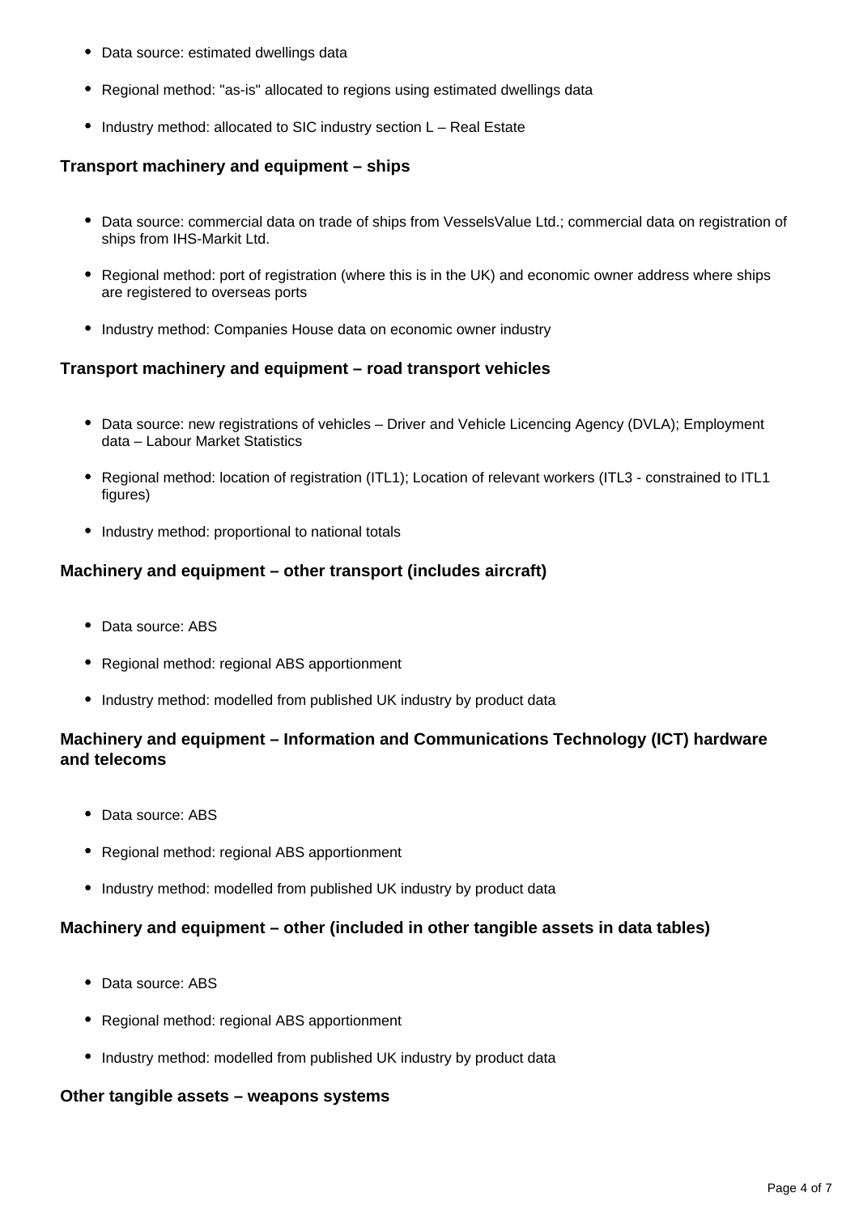- Data source: estimated dwellings data
- Regional method: "as-is" allocated to regions using estimated dwellings data
- Industry method: allocated to SIC industry section L – Real Estate

### Transport machinery and equipment – ships

- Data source: commercial data on trade of ships from VesselsValue Ltd.; commercial data on registration of ships from IHS-Markit Ltd.
- Regional method: port of registration (where this is in the UK) and economic owner address where ships are registered to overseas ports
- Industry method: Companies House data on economic owner industry

### Transport machinery and equipment – road transport vehicles

- Data source: new registrations of vehicles – Driver and Vehicle Licencing Agency (DVLA); Employment data – Labour Market Statistics
- Regional method: location of registration (ITL1); Location of relevant workers (ITL3 - constrained to ITL1 figures)
- Industry method: proportional to national totals

### Machinery and equipment – other transport (includes aircraft)

- Data source: ABS
- Regional method: regional ABS apportionment
- Industry method: modelled from published UK industry by product data

### Machinery and equipment – Information and Communications Technology (ICT) hardware and telecoms

- Data source: ABS
- Regional method: regional ABS apportionment
- Industry method: modelled from published UK industry by product data

### Machinery and equipment – other (included in other tangible assets in data tables)

- Data source: ABS
- Regional method: regional ABS apportionment
- Industry method: modelled from published UK industry by product data

### Other tangible assets – weapons systems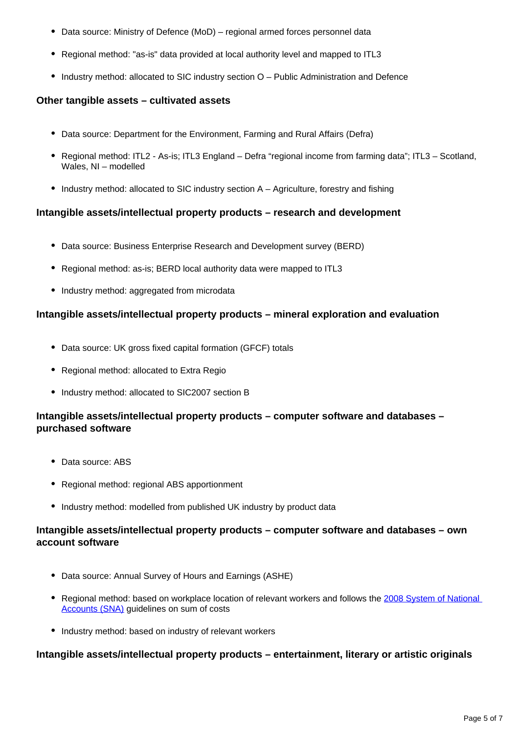- Data source: Ministry of Defence (MoD) – regional armed forces personnel data
- Regional method: "as-is" data provided at local authority level and mapped to ITL3
- Industry method: allocated to SIC industry section O – Public Administration and Defence

### Other tangible assets – cultivated assets

- Data source: Department for the Environment, Farming and Rural Affairs (Defra)
- Regional method: ITL2 - As-is; ITL3 England – Defra "regional income from farming data"; ITL3 – Scotland, Wales, NI – modelled
- Industry method: allocated to SIC industry section A – Agriculture, forestry and fishing

### Intangible assets/intellectual property products – research and development

- Data source: Business Enterprise Research and Development survey (BERD)
- Regional method: as-is; BERD local authority data were mapped to ITL3
- Industry method: aggregated from microdata

### Intangible assets/intellectual property products – mineral exploration and evaluation

- Data source: UK gross fixed capital formation (GFCF) totals
- Regional method: allocated to Extra Regio
- Industry method: allocated to SIC2007 section B

### Intangible assets/intellectual property products – computer software and databases – purchased software

- Data source: ABS
- Regional method: regional ABS apportionment
- Industry method: modelled from published UK industry by product data

### Intangible assets/intellectual property products – computer software and databases – own account software

- Data source: Annual Survey of Hours and Earnings (ASHE)
- Regional method: based on workplace location of relevant workers and follows the [2008 System of National Accounts (SNA)]() guidelines on sum of costs
- Industry method: based on industry of relevant workers

### Intangible assets/intellectual property products – entertainment, literary or artistic originals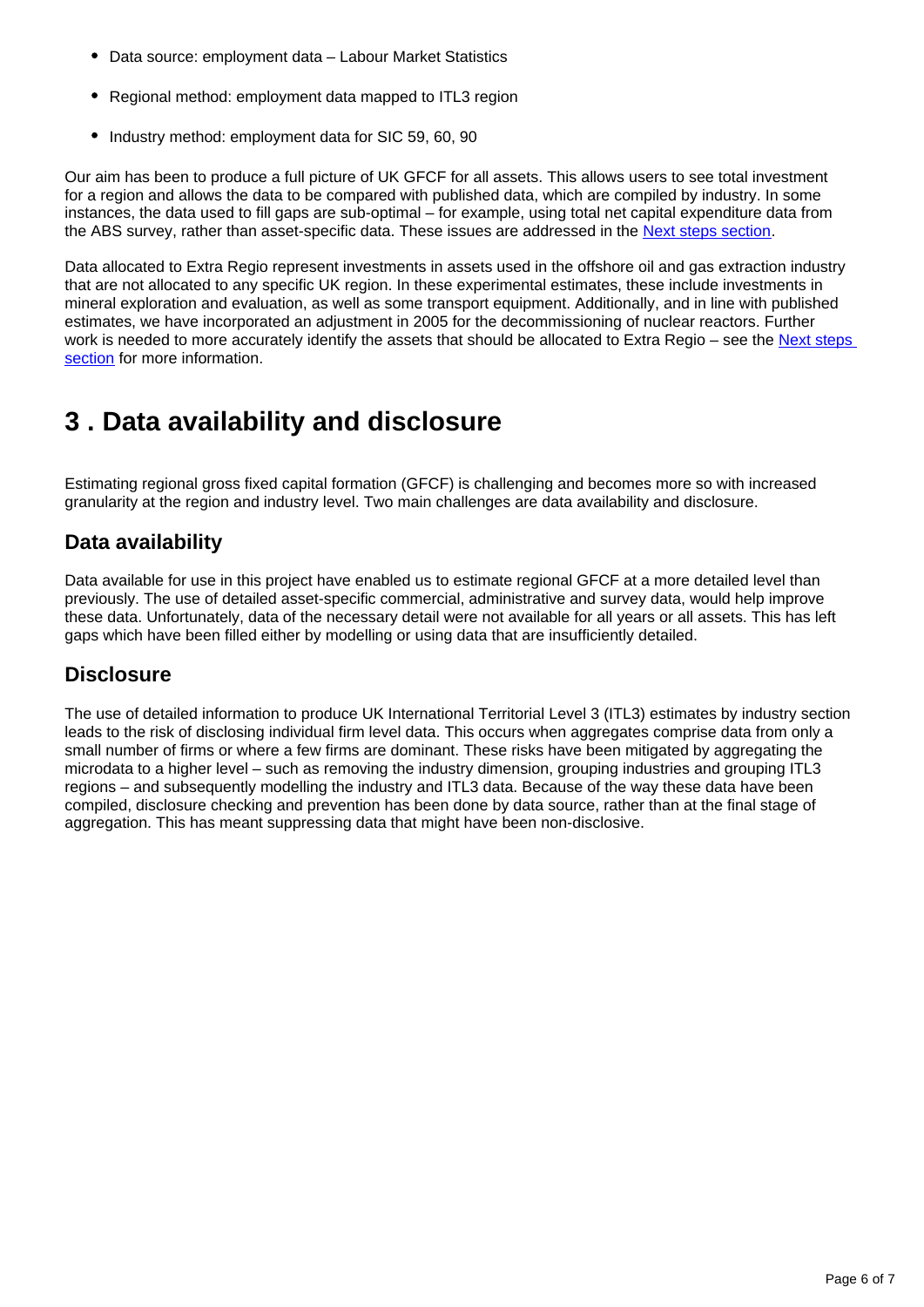- Data source: employment data – Labour Market Statistics
- Regional method: employment data mapped to ITL3 region
- Industry method: employment data for SIC 59, 60, 90

Our aim has been to produce a full picture of UK GFCF for all assets. This allows users to see total investment for a region and allows the data to be compared with published data, which are compiled by industry. In some instances, the data used to fill gaps are sub-optimal – for example, using total net capital expenditure data from the ABS survey, rather than asset-specific data. These issues are addressed in the [Next steps section](#).

Data allocated to Extra Regio represent investments in assets used in the offshore oil and gas extraction industry that are not allocated to any specific UK region. In these experimental estimates, these include investments in mineral exploration and evaluation, as well as some transport equipment. Additionally, and in line with published estimates, we have incorporated an adjustment in 2005 for the decommissioning of nuclear reactors. Further work is needed to more accurately identify the assets that should be allocated to Extra Regio – see the [Next steps section](#) for more information.

## 3 . Data availability and disclosure

Estimating regional gross fixed capital formation (GFCF) is challenging and becomes more so with increased granularity at the region and industry level. Two main challenges are data availability and disclosure.

### Data availability

Data available for use in this project have enabled us to estimate regional GFCF at a more detailed level than previously. The use of detailed asset-specific commercial, administrative and survey data, would help improve these data. Unfortunately, data of the necessary detail were not available for all years or all assets. This has left gaps which have been filled either by modelling or using data that are insufficiently detailed.

### Disclosure

The use of detailed information to produce UK International Territorial Level 3 (ITL3) estimates by industry section leads to the risk of disclosing individual firm level data. This occurs when aggregates comprise data from only a small number of firms or where a few firms are dominant. These risks have been mitigated by aggregating the microdata to a higher level – such as removing the industry dimension, grouping industries and grouping ITL3 regions – and subsequently modelling the industry and ITL3 data. Because of the way these data have been compiled, disclosure checking and prevention has been done by data source, rather than at the final stage of aggregation. This has meant suppressing data that might have been non-disclosive.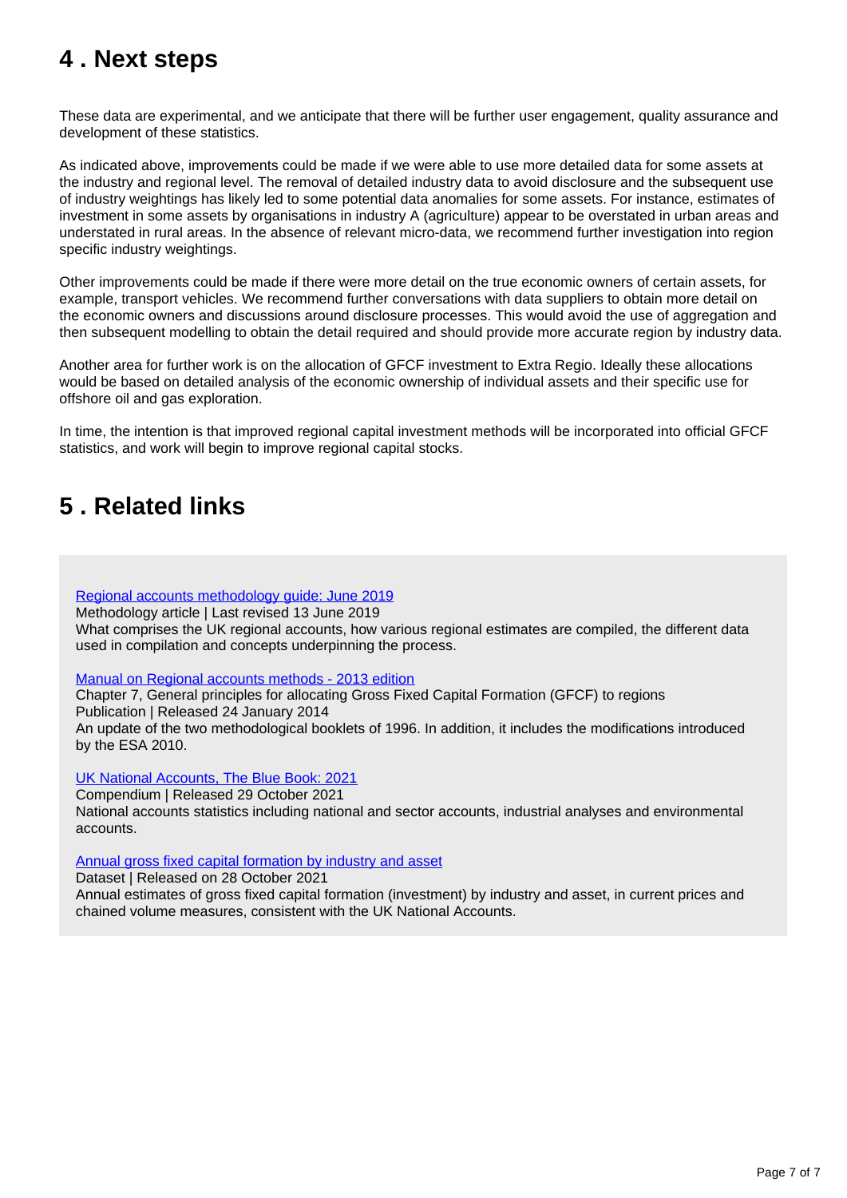## 4 . Next steps

These data are experimental, and we anticipate that there will be further user engagement, quality assurance and development of these statistics.

As indicated above, improvements could be made if we were able to use more detailed data for some assets at the industry and regional level. The removal of detailed industry data to avoid disclosure and the subsequent use of industry weightings has likely led to some potential data anomalies for some assets. For instance, estimates of investment in some assets by organisations in industry A (agriculture) appear to be overstated in urban areas and understated in rural areas. In the absence of relevant micro-data, we recommend further investigation into region specific industry weightings.

Other improvements could be made if there were more detail on the true economic owners of certain assets, for example, transport vehicles. We recommend further conversations with data suppliers to obtain more detail on the economic owners and discussions around disclosure processes. This would avoid the use of aggregation and then subsequent modelling to obtain the detail required and should provide more accurate region by industry data.

Another area for further work is on the allocation of GFCF investment to Extra Regio. Ideally these allocations would be based on detailed analysis of the economic ownership of individual assets and their specific use for offshore oil and gas exploration.

In time, the intention is that improved regional capital investment methods will be incorporated into official GFCF statistics, and work will begin to improve regional capital stocks.

## 5 . Related links

[Regional accounts methodology guide: June 2019]
Methodology article | Last revised 13 June 2019
What comprises the UK regional accounts, how various regional estimates are compiled, the different data used in compilation and concepts underpinning the process.

[Manual on Regional accounts methods - 2013 edition]
Chapter 7, General principles for allocating Gross Fixed Capital Formation (GFCF) to regions
Publication | Released 24 January 2014
An update of the two methodological booklets of 1996. In addition, it includes the modifications introduced by the ESA 2010.

[UK National Accounts, The Blue Book: 2021]
Compendium | Released 29 October 2021
National accounts statistics including national and sector accounts, industrial analyses and environmental accounts.

[Annual gross fixed capital formation by industry and asset]
Dataset | Released on 28 October 2021
Annual estimates of gross fixed capital formation (investment) by industry and asset, in current prices and chained volume measures, consistent with the UK National Accounts.